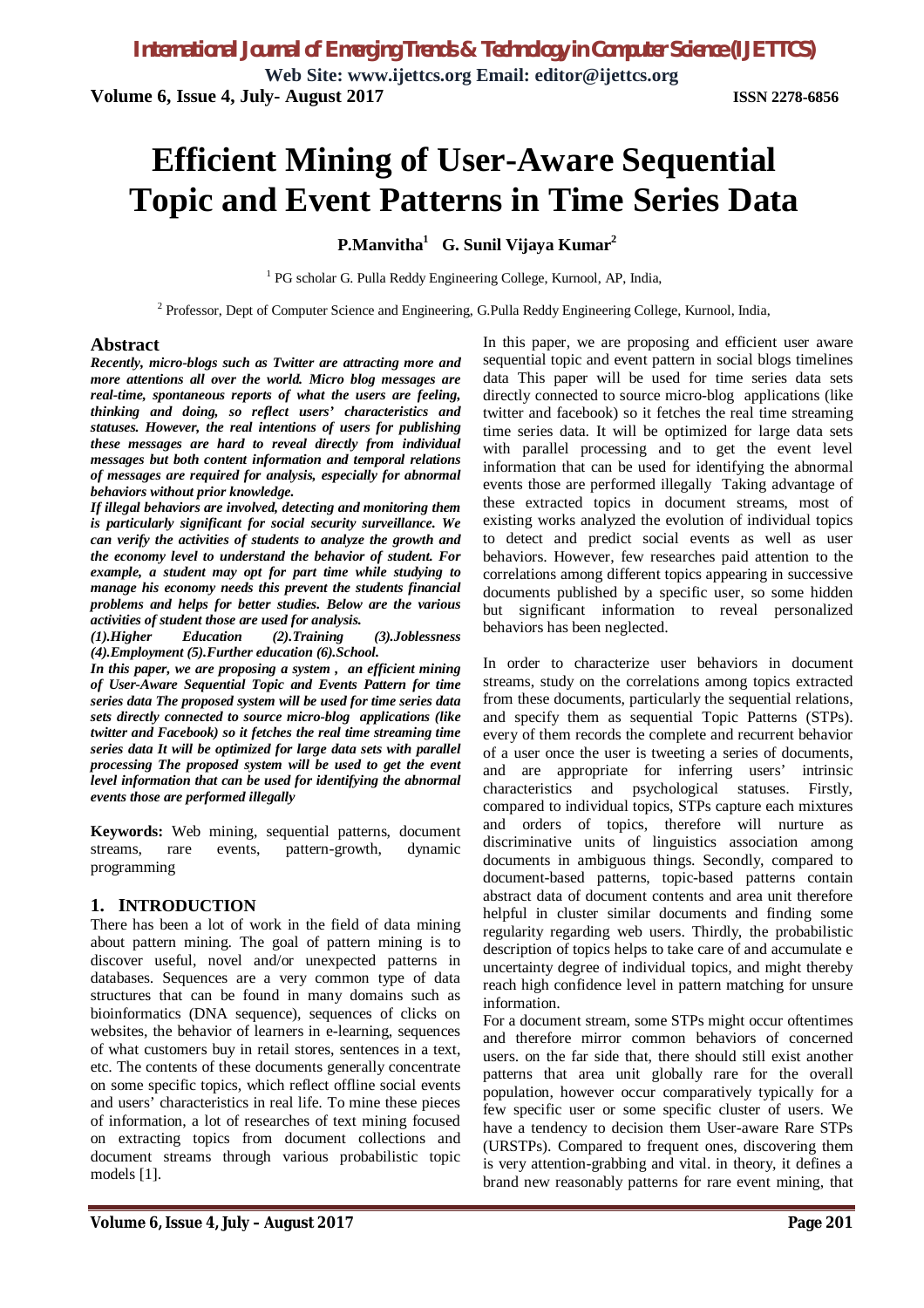# Efficient Mining of User-Aware Sequential Topic and Event Patterns in Time Series Data

**P.Manvitha[1] G. Sunil Vijaya Kumar[2]**

[1] PG scholar G. Pulla Reddy Engineering College, Kurnool, AP, India,

[2] Professor, Dept of Computer Science and Engineering, G.Pulla Reddy Engineering College, Kurnool, India,

## Abstract

***Recently, micro-blogs such as Twitter are attracting more and more attentions all over the world. Micro blog messages are real-time, spontaneous reports of what the users are feeling, thinking and doing, so reflect users' characteristics and statuses. However, the real intentions of users for publishing these messages are hard to reveal directly from individual messages but both content information and temporal relations of messages are required for analysis, especially for abnormal behaviors without prior knowledge.***

***If illegal behaviors are involved, detecting and monitoring them is particularly significant for social security surveillance. We can verify the activities of students to analyze the growth and the economy level to understand the behavior of student. For example, a student may opt for part time while studying to manage his economy needs this prevent the students financial problems and helps for better studies. Below are the various activities of student those are used for analysis.***

***(1).Higher Education (2).Training (3).Joblessness (4).Employment (5).Further education (6).School.***

***In this paper, we are proposing a system , an efficient mining of User-Aware Sequential Topic and Events Pattern for time series data The proposed system will be used for time series data sets directly connected to source micro-blog applications (like twitter and Facebook) so it fetches the real time streaming time series data It will be optimized for large data sets with parallel processing The proposed system will be used to get the event level information that can be used for identifying the abnormal events those are performed illegally***

**Keywords:** Web mining, sequential patterns, document streams, rare events, pattern-growth, dynamic programming

## 1. INTRODUCTION

There has been a lot of work in the field of data mining about pattern mining. The goal of pattern mining is to discover useful, novel and/or unexpected patterns in databases. Sequences are a very common type of data structures that can be found in many domains such as bioinformatics (DNA sequence), sequences of clicks on websites, the behavior of learners in e-learning, sequences of what customers buy in retail stores, sentences in a text, etc. The contents of these documents generally concentrate on some specific topics, which reflect offline social events and users' characteristics in real life. To mine these pieces of information, a lot of researches of text mining focused on extracting topics from document collections and document streams through various probabilistic topic models [1].

In this paper, we are proposing and efficient user aware sequential topic and event pattern in social blogs timelines data This paper will be used for time series data sets directly connected to source micro-blog applications (like twitter and facebook) so it fetches the real time streaming time series data. It will be optimized for large data sets with parallel processing and to get the event level information that can be used for identifying the abnormal events those are performed illegally Taking advantage of these extracted topics in document streams, most of existing works analyzed the evolution of individual topics to detect and predict social events as well as user behaviors. However, few researches paid attention to the correlations among different topics appearing in successive documents published by a specific user, so some hidden but significant information to reveal personalized behaviors has been neglected.

In order to characterize user behaviors in document streams, study on the correlations among topics extracted from these documents, particularly the sequential relations, and specify them as sequential Topic Patterns (STPs). every of them records the complete and recurrent behavior of a user once the user is tweeting a series of documents, and are appropriate for inferring users' intrinsic characteristics and psychological statuses. Firstly, compared to individual topics, STPs capture each mixtures and orders of topics, therefore will nurture as discriminative units of linguistics association among documents in ambiguous things. Secondly, compared to document-based patterns, topic-based patterns contain abstract data of document contents and area unit therefore helpful in cluster similar documents and finding some regularity regarding web users. Thirdly, the probabilistic description of topics helps to take care of and accumulate e uncertainty degree of individual topics, and might thereby reach high confidence level in pattern matching for unsure information.

For a document stream, some STPs might occur oftentimes and therefore mirror common behaviors of concerned users. on the far side that, there should still exist another patterns that area unit globally rare for the overall population, however occur comparatively typically for a few specific user or some specific cluster of users. We have a tendency to decision them User-aware Rare STPs (URSTPs). Compared to frequent ones, discovering them is very attention-grabbing and vital. in theory, it defines a brand new reasonably patterns for rare event mining, that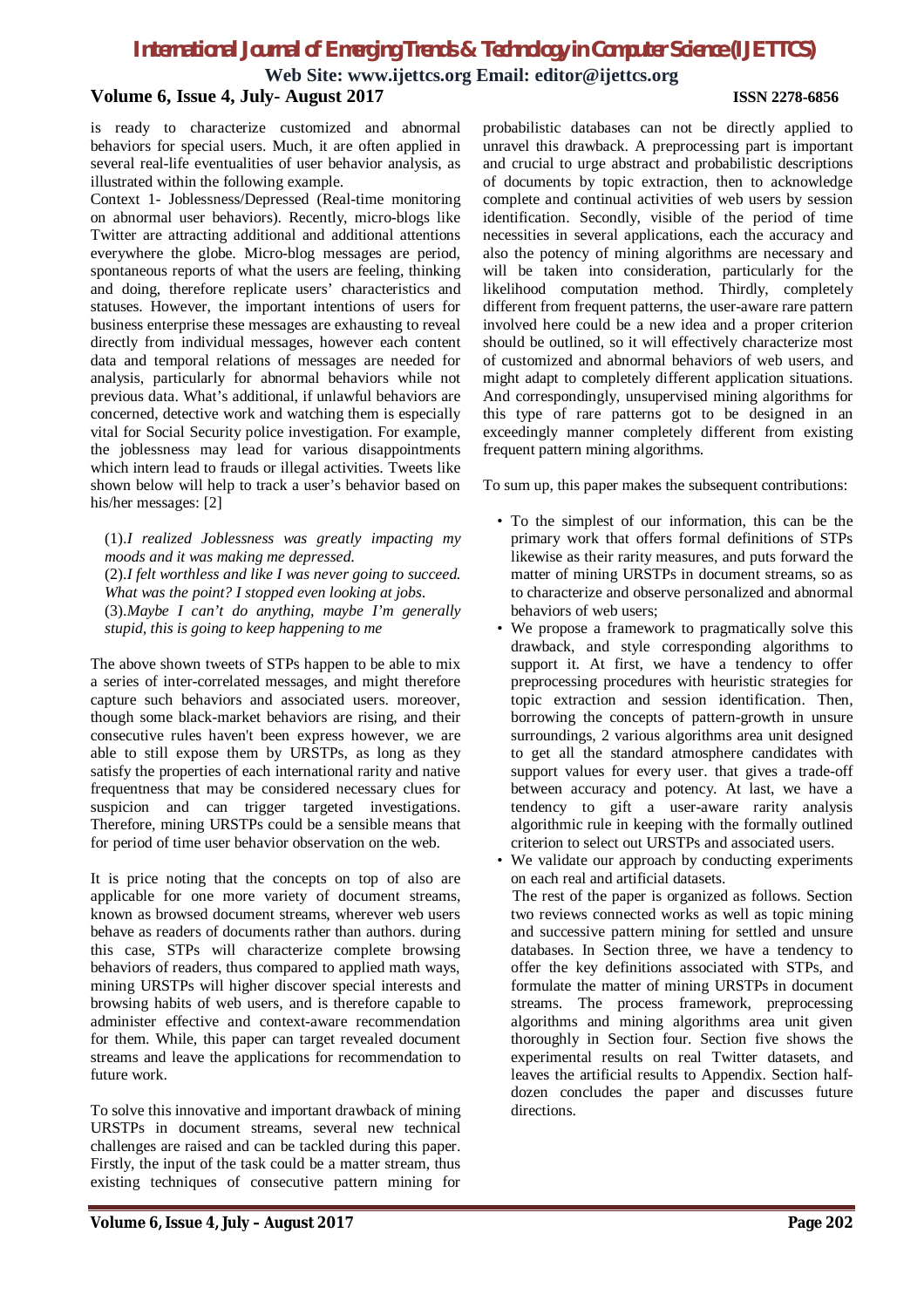is ready to characterize customized and abnormal behaviors for special users. Much, it are often applied in several real-life eventualities of user behavior analysis, as illustrated within the following example.

Context 1- Joblessness/Depressed (Real-time monitoring on abnormal user behaviors). Recently, micro-blogs like Twitter are attracting additional and additional attentions everywhere the globe. Micro-blog messages are period, spontaneous reports of what the users are feeling, thinking and doing, therefore replicate users' characteristics and statuses. However, the important intentions of users for business enterprise these messages are exhausting to reveal directly from individual messages, however each content data and temporal relations of messages are needed for analysis, particularly for abnormal behaviors while not previous data. What's additional, if unlawful behaviors are concerned, detective work and watching them is especially vital for Social Security police investigation. For example, the joblessness may lead for various disappointments which intern lead to frauds or illegal activities. Tweets like shown below will help to track a user's behavior based on his/her messages: [2]

(1).*I realized Joblessness was greatly impacting my moods and it was making me depressed.*
(2).*I felt worthless and like I was never going to succeed. What was the point? I stopped even looking at jobs.*
(3).*Maybe I can't do anything, maybe I'm generally stupid, this is going to keep happening to me*

The above shown tweets of STPs happen to be able to mix a series of inter-correlated messages, and might therefore capture such behaviors and associated users. moreover, though some black-market behaviors are rising, and their consecutive rules haven't been express however, we are able to still expose them by URSTPs, as long as they satisfy the properties of each international rarity and native frequentness that may be considered necessary clues for suspicion and can trigger targeted investigations. Therefore, mining URSTPs could be a sensible means that for period of time user behavior observation on the web.

It is price noting that the concepts on top of also are applicable for one more variety of document streams, known as browsed document streams, wherever web users behave as readers of documents rather than authors. during this case, STPs will characterize complete browsing behaviors of readers, thus compared to applied math ways, mining URSTPs will higher discover special interests and browsing habits of web users, and is therefore capable to administer effective and context-aware recommendation for them. While, this paper can target revealed document streams and leave the applications for recommendation to future work.

To solve this innovative and important drawback of mining URSTPs in document streams, several new technical challenges are raised and can be tackled during this paper. Firstly, the input of the task could be a matter stream, thus existing techniques of consecutive pattern mining for probabilistic databases can not be directly applied to unravel this drawback. A preprocessing part is important and crucial to urge abstract and probabilistic descriptions of documents by topic extraction, then to acknowledge complete and continual activities of web users by session identification. Secondly, visible of the period of time necessities in several applications, each the accuracy and also the potency of mining algorithms are necessary and will be taken into consideration, particularly for the likelihood computation method. Thirdly, completely different from frequent patterns, the user-aware rare pattern involved here could be a new idea and a proper criterion should be outlined, so it will effectively characterize most of customized and abnormal behaviors of web users, and might adapt to completely different application situations. And correspondingly, unsupervised mining algorithms for this type of rare patterns got to be designed in an exceedingly manner completely different from existing frequent pattern mining algorithms.

To sum up, this paper makes the subsequent contributions:

- To the simplest of our information, this can be the primary work that offers formal definitions of STPs likewise as their rarity measures, and puts forward the matter of mining URSTPs in document streams, so as to characterize and observe personalized and abnormal behaviors of web users;
- We propose a framework to pragmatically solve this drawback, and style corresponding algorithms to support it. At first, we have a tendency to offer preprocessing procedures with heuristic strategies for topic extraction and session identification. Then, borrowing the concepts of pattern-growth in unsure surroundings, 2 various algorithms area unit designed to get all the standard atmosphere candidates with support values for every user. that gives a trade-off between accuracy and potency. At last, we have a tendency to gift a user-aware rarity analysis algorithmic rule in keeping with the formally outlined criterion to select out URSTPs and associated users.
- We validate our approach by conducting experiments on each real and artificial datasets.

The rest of the paper is organized as follows. Section two reviews connected works as well as topic mining and successive pattern mining for settled and unsure databases. In Section three, we have a tendency to offer the key definitions associated with STPs, and formulate the matter of mining URSTPs in document streams. The process framework, preprocessing algorithms and mining algorithms area unit given thoroughly in Section four. Section five shows the experimental results on real Twitter datasets, and leaves the artificial results to Appendix. Section half-dozen concludes the paper and discusses future directions.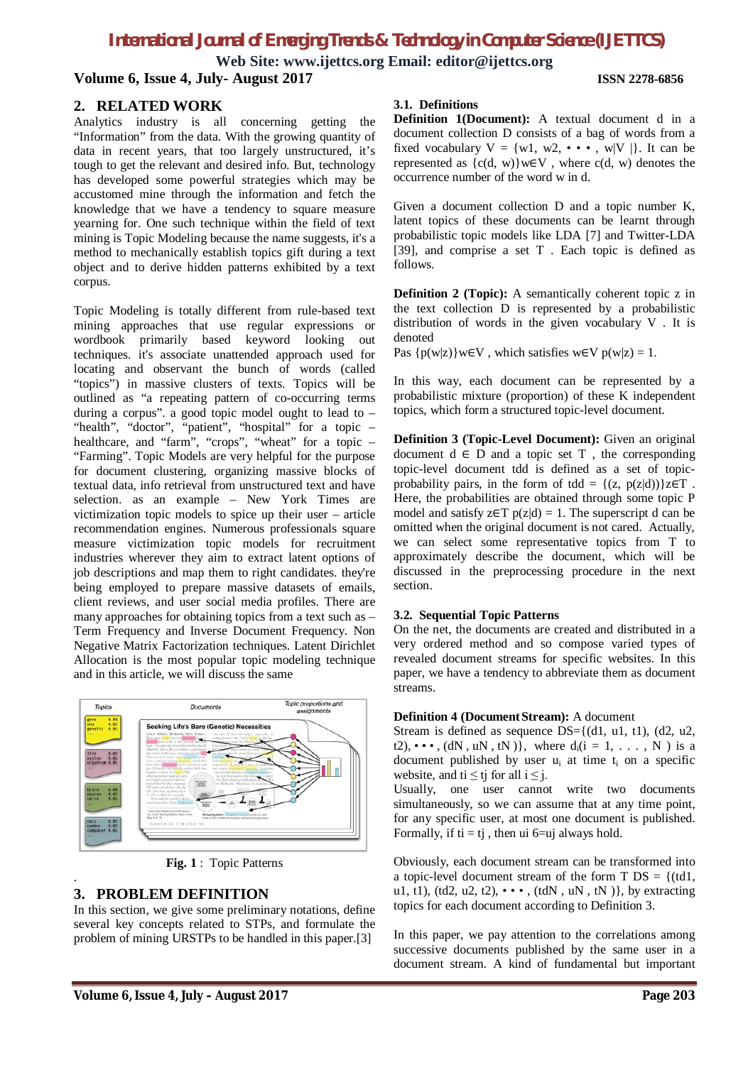## 2. RELATED WORK

Analytics industry is all concerning getting the "Information" from the data. With the growing quantity of data in recent years, that too largely unstructured, it's tough to get the relevant and desired info. But, technology has developed some powerful strategies which may be accustomed mine through the information and fetch the knowledge that we have a tendency to square measure yearning for. One such technique within the field of text mining is Topic Modeling because the name suggests, it's a method to mechanically establish topics gift during a text object and to derive hidden patterns exhibited by a text corpus.

Topic Modeling is totally different from rule-based text mining approaches that use regular expressions or wordbook primarily based keyword looking out techniques. it's associate unattended approach used for locating and observant the bunch of words (called "topics") in massive clusters of texts. Topics will be outlined as "a repeating pattern of co-occurring terms during a corpus". a good topic model ought to lead to – "health", "doctor", "patient", "hospital" for a topic – healthcare, and "farm", "crops", "wheat" for a topic – "Farming". Topic Models are very helpful for the purpose for document clustering, organizing massive blocks of textual data, info retrieval from unstructured text and have selection. as an example – New York Times are victimization topic models to spice up their user – article recommendation engines. Numerous professionals square measure victimization topic models for recruitment industries wherever they aim to extract latent options of job descriptions and map them to right candidates. they're being employed to prepare massive datasets of emails, client reviews, and user social media profiles. There are many approaches for obtaining topics from a text such as – Term Frequency and Inverse Document Frequency. Non Negative Matrix Factorization techniques. Latent Dirichlet Allocation is the most popular topic modeling technique and in this article, we will discuss the same

**Fig. 1** : Topic Patterns

## 3. PROBLEM DEFINITION

In this section, we give some preliminary notations, define several key concepts related to STPs, and formulate the problem of mining URSTPs to be handled in this paper.[3]

### 3.1. Definitions

**Definition 1(Document):** A textual document d in a document collection D consists of a bag of words from a fixed vocabulary $V = \{w1, w2, \cdots, w|V|\}$. It can be represented as $\{c(d, w)\}w \in V$, where c(d, w) denotes the occurrence number of the word w in d.

Given a document collection D and a topic number K, latent topics of these documents can be learnt through probabilistic topic models like LDA [7] and Twitter-LDA [39], and comprise a set T . Each topic is defined as follows.

**Definition 2 (Topic):** A semantically coherent topic z in the text collection D is represented by a probabilistic distribution of words in the given vocabulary V . It is denoted

Pas $\{p(w|z)\}w \in V$, which satisfies $w \in V\ p(w|z) = 1$.

In this way, each document can be represented by a probabilistic mixture (proportion) of these K independent topics, which form a structured topic-level document.

**Definition 3 (Topic-Level Document):** Given an original document $d \in D$ and a topic set T , the corresponding topic-level document tdd is defined as a set of topic-probability pairs, in the form of $tdd = \{(z, p(z|d))\}z \in T$ . Here, the probabilities are obtained through some topic P model and satisfy $z \in T\ p(z|d) = 1$. The superscript d can be omitted when the original document is not cared. Actually, we can select some representative topics from T to approximately describe the document, which will be discussed in the preprocessing procedure in the next section.

### 3.2. Sequential Topic Patterns

On the net, the documents are created and distributed in a very ordered method and so compose varied types of revealed document streams for specific websites. In this paper, we have a tendency to abbreviate them as document streams.

**Definition 4 (Document Stream):** A document Stream is defined as sequence $DS=\{(d1, u1, t1), (d2, u2, t2), \cdots, (dN, uN, tN)\}$, where $d_i (i = 1, \ldots, N)$ is a document published by user $u_i$ at time $t_i$ on a specific website, and $ti \leq tj$ for all $i \leq j$.

Usually, one user cannot write two documents simultaneously, so we can assume that at any time point, for any specific user, at most one document is published. Formally, if ti = tj , then ui 6=uj always hold.

Obviously, each document stream can be transformed into a topic-level document stream of the form $T\ DS = \{(td1, u1, t1), (td2, u2, t2), \cdots, (tdN, uN, tN)\}$, by extracting topics for each document according to Definition 3.

In this paper, we pay attention to the correlations among successive documents published by the same user in a document stream. A kind of fundamental but important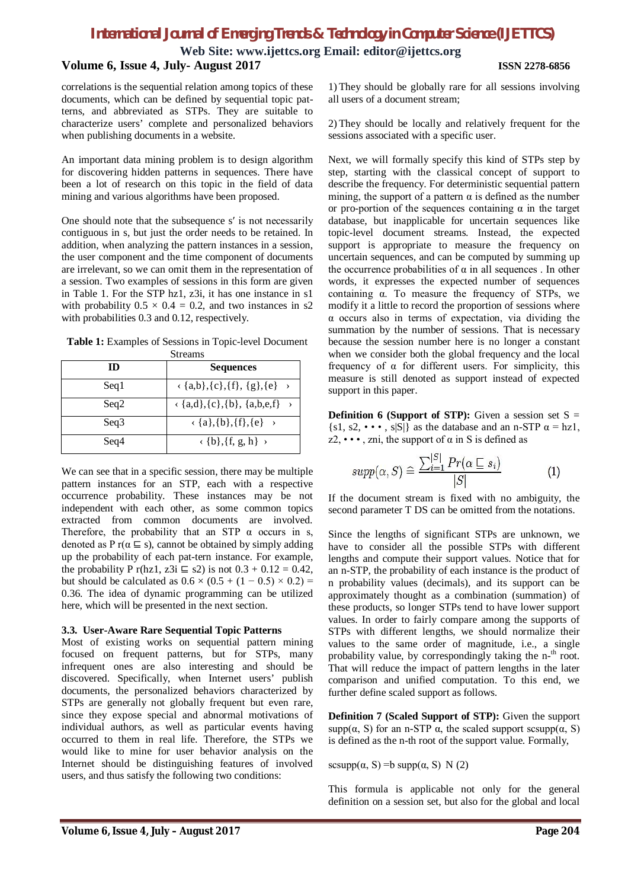correlations is the sequential relation among topics of these documents, which can be defined by sequential topic patterns, and abbreviated as STPs. They are suitable to characterize users' complete and personalized behaviors when publishing documents in a website.

An important data mining problem is to design algorithm for discovering hidden patterns in sequences. There have been a lot of research on this topic in the field of data mining and various algorithms have been proposed.

One should note that the subsequence s′ is not necessarily contiguous in s, but just the order needs to be retained. In addition, when analyzing the pattern instances in a session, the user component and the time component of documents are irrelevant, so we can omit them in the representation of a session. Two examples of sessions in this form are given in Table 1. For the STP hz1, z3i, it has one instance in s1 with probability $0.5 \times 0.4 = 0.2$, and two instances in s2 with probabilities 0.3 and 0.12, respectively.

**Table 1:** Examples of Sessions in Topic-level Document Streams

| ID | Sequences |
|---|---|
| Seq1 | ‹ {a,b},{c},{f}, {g},{e} › |
| Seq2 | ‹ {a,d},{c},{b}, {a,b,e,f} › |
| Seq3 | ‹ {a},{b},{f},{e} › |
| Seq4 | ‹ {b},{f, g, h} › |

We can see that in a specific session, there may be multiple pattern instances for an STP, each with a respective occurrence probability. These instances may be not independent with each other, as some common topics extracted from common documents are involved. Therefore, the probability that an STP α occurs in s, denoted as P r(α ⊑ s), cannot be obtained by simply adding up the probability of each pat-tern instance. For example, the probability P r(hz1, z3i ⊑ s2) is not $0.3 + 0.12 = 0.42$, but should be calculated as $0.6 \times (0.5 + (1 - 0.5) \times 0.2) = 0.36$. The idea of dynamic programming can be utilized here, which will be presented in the next section.

### 3.3. User-Aware Rare Sequential Topic Patterns

Most of existing works on sequential pattern mining focused on frequent patterns, but for STPs, many infrequent ones are also interesting and should be discovered. Specifically, when Internet users' publish documents, the personalized behaviors characterized by STPs are generally not globally frequent but even rare, since they expose special and abnormal motivations of individual authors, as well as particular events having occurred to them in real life. Therefore, the STPs we would like to mine for user behavior analysis on the Internet should be distinguishing features of involved users, and thus satisfy the following two conditions:

1) They should be globally rare for all sessions involving all users of a document stream;

2) They should be locally and relatively frequent for the sessions associated with a specific user.

Next, we will formally specify this kind of STPs step by step, starting with the classical concept of support to describe the frequency. For deterministic sequential pattern mining, the support of a pattern α is defined as the number or pro-portion of the sequences containing α in the target database, but inapplicable for uncertain sequences like topic-level document streams. Instead, the expected support is appropriate to measure the frequency on uncertain sequences, and can be computed by summing up the occurrence probabilities of α in all sequences . In other words, it expresses the expected number of sequences containing α. To measure the frequency of STPs, we modify it a little to record the proportion of sessions where α occurs also in terms of expectation, via dividing the summation by the number of sessions. That is necessary because the session number here is no longer a constant when we consider both the global frequency and the local frequency of α for different users. For simplicity, this measure is still denoted as support instead of expected support in this paper.

**Definition 6 (Support of STP):** Given a session set S = {s1, s2, • • • , s|S|} as the database and an n-STP α = hz1, z2, • • • , zni, the support of α in S is defined as

$$supp(\alpha, S) \triangleq \frac{\sum_{i=1}^{|S|} Pr(\alpha \sqsubseteq s_i)}{|S|} \qquad (1)$$

If the document stream is fixed with no ambiguity, the second parameter T DS can be omitted from the notations.

Since the lengths of significant STPs are unknown, we have to consider all the possible STPs with different lengths and compute their support values. Notice that for an n-STP, the probability of each instance is the product of n probability values (decimals), and its support can be approximately thought as a combination (summation) of these products, so longer STPs tend to have lower support values. In order to fairly compare among the supports of STPs with different lengths, we should normalize their values to the same order of magnitude, i.e., a single probability value, by correspondingly taking the n-th root. That will reduce the impact of pattern lengths in the later comparison and unified computation. To this end, we further define scaled support as follows.

**Definition 7 (Scaled Support of STP):** Given the support supp(α, S) for an n-STP α, the scaled support scsupp(α, S) is defined as the n-th root of the support value. Formally,

scsupp(α, S) =b supp(α, S) N (2)

This formula is applicable not only for the general definition on a session set, but also for the global and local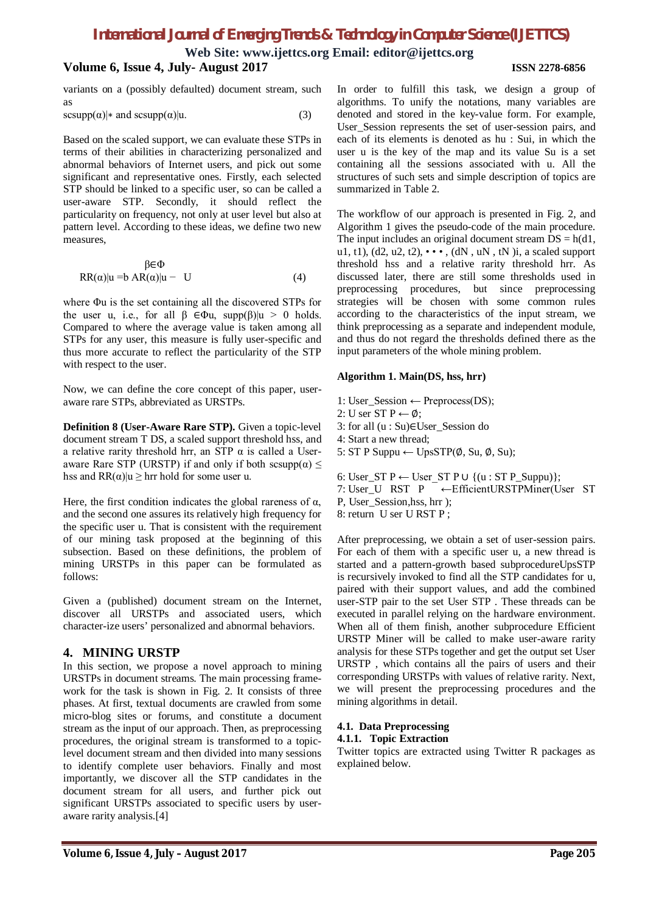variants on a (possibly defaulted) document stream, such as

$\text{scsupp}(\alpha)|*$ and $\text{scsupp}(\alpha)|u$. (3)

Based on the scaled support, we can evaluate these STPs in terms of their abilities in characterizing personalized and abnormal behaviors of Internet users, and pick out some significant and representative ones. Firstly, each selected STP should be linked to a specific user, so can be called a user-aware STP. Secondly, it should reflect the particularity on frequency, not only at user level but also at pattern level. According to these ideas, we define two new measures,

$$\beta \in \Phi$$
$$RR(\alpha)|u = b\ AR(\alpha)|u - \ U \qquad (4)$$

where $\Phi u$ is the set containing all the discovered STPs for the user u, i.e., for all $\beta \in \Phi u$, $\text{supp}(\beta)|u > 0$ holds. Compared to where the average value is taken among all STPs for any user, this measure is fully user-specific and thus more accurate to reflect the particularity of the STP with respect to the user.

Now, we can define the core concept of this paper, user-aware rare STPs, abbreviated as URSTPs.

**Definition 8 (User-Aware Rare STP).** Given a topic-level document stream T DS, a scaled support threshold hss, and a relative rarity threshold hrr, an STP $\alpha$ is called a User-aware Rare STP (URSTP) if and only if both $\text{scsupp}(\alpha) \leq$ hss and $RR(\alpha)|u \geq$ hrr hold for some user u.

Here, the first condition indicates the global rareness of $\alpha$, and the second one assures its relatively high frequency for the specific user u. That is consistent with the requirement of our mining task proposed at the beginning of this subsection. Based on these definitions, the problem of mining URSTPs in this paper can be formulated as follows:

Given a (published) document stream on the Internet, discover all URSTPs and associated users, which character-ize users' personalized and abnormal behaviors.

## 4. MINING URSTP

In this section, we propose a novel approach to mining URSTPs in document streams. The main processing frame-work for the task is shown in Fig. 2. It consists of three phases. At first, textual documents are crawled from some micro-blog sites or forums, and constitute a document stream as the input of our approach. Then, as preprocessing procedures, the original stream is transformed to a topic-level document stream and then divided into many sessions to identify complete user behaviors. Finally and most importantly, we discover all the STP candidates in the document stream for all users, and further pick out significant URSTPs associated to specific users by user-aware rarity analysis.[4]

In order to fulfill this task, we design a group of algorithms. To unify the notations, many variables are denoted and stored in the key-value form. For example, User_Session represents the set of user-session pairs, and each of its elements is denoted as hu : Sui, in which the user u is the key of the map and its value Su is a set containing all the sessions associated with u. All the structures of such sets and simple description of topics are summarized in Table 2.

The workflow of our approach is presented in Fig. 2, and Algorithm 1 gives the pseudo-code of the main procedure. The input includes an original document stream DS = h(d1, u1, t1), (d2, u2, t2), • • • , (dN , uN , tN )i, a scaled support threshold hss and a relative rarity threshold hrr. As discussed later, there are still some thresholds used in preprocessing procedures, but since preprocessing strategies will be chosen with some common rules according to the characteristics of the input stream, we think preprocessing as a separate and independent module, and thus do not regard the thresholds defined there as the input parameters of the whole mining problem.

**Algorithm 1. Main(DS, hss, hrr)**

1: User_Session ← Preprocess(DS);
2: U ser ST P ← ∅;
3: for all (u : Su)∈User_Session do
4: Start a new thread;
5: ST P Suppu ← UpsSTP(∅, Su, ∅, Su);

6: User_ST P ← User_ST P ∪ {(u : ST P_Suppu)};
7: User_U RST P ←EfficientURSTPMiner(User ST P, User_Session,hss, hrr );
8: return U ser U RST P ;

After preprocessing, we obtain a set of user-session pairs. For each of them with a specific user u, a new thread is started and a pattern-growth based subprocedureUpsSTP is recursively invoked to find all the STP candidates for u, paired with their support values, and add the combined user-STP pair to the set User STP . These threads can be executed in parallel relying on the hardware environment. When all of them finish, another subprocedure Efficient URSTP Miner will be called to make user-aware rarity analysis for these STPs together and get the output set User URSTP , which contains all the pairs of users and their corresponding URSTPs with values of relative rarity. Next, we will present the preprocessing procedures and the mining algorithms in detail.

### 4.1. Data Preprocessing

#### 4.1.1. Topic Extraction

Twitter topics are extracted using Twitter R packages as explained below.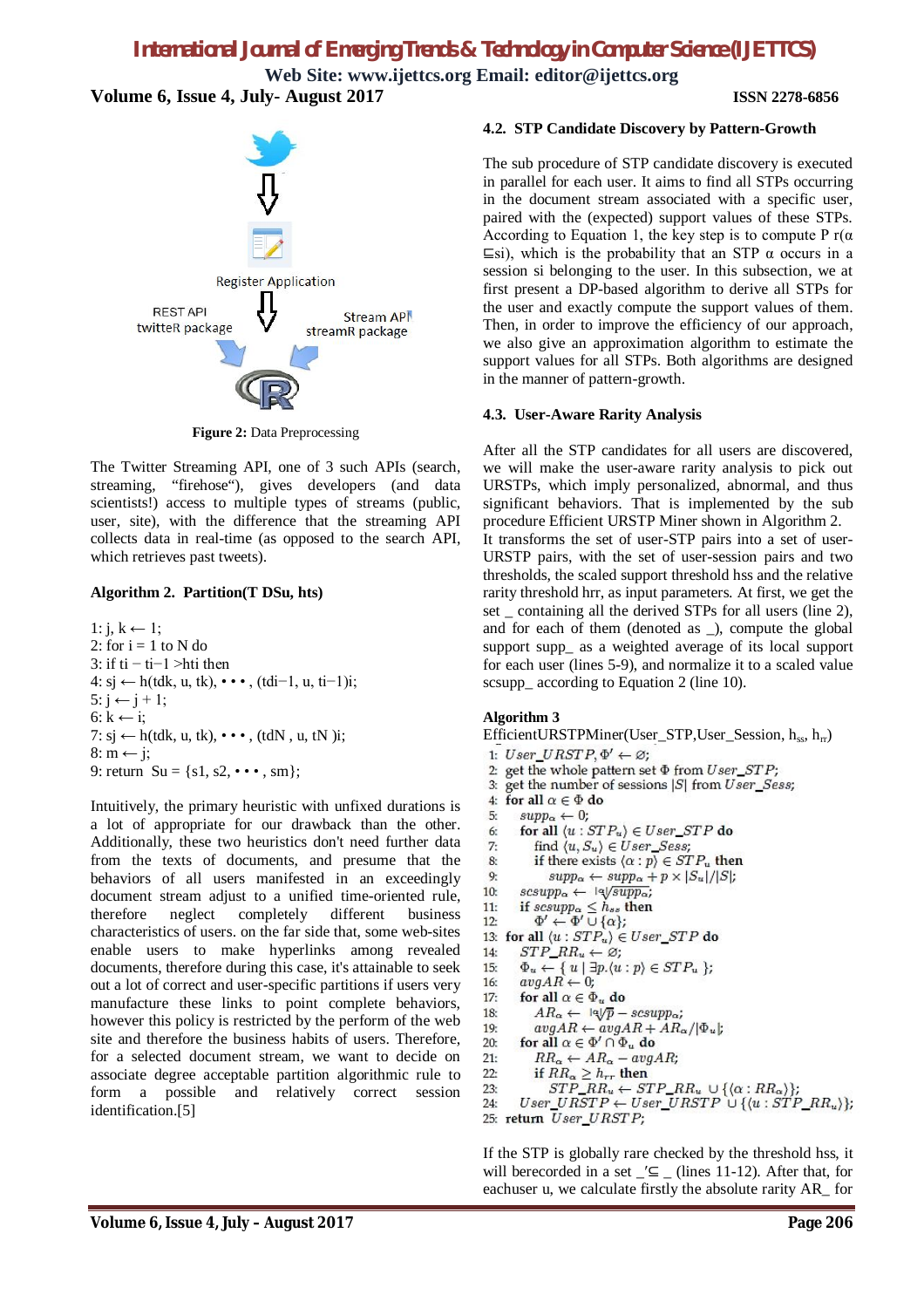Register Application

REST API
twitteR package

Stream API
streamR package

**Figure 2:** Data Preprocessing

The Twitter Streaming API, one of 3 such APIs (search, streaming, "firehose"), gives developers (and data scientists!) access to multiple types of streams (public, user, site), with the difference that the streaming API collects data in real-time (as opposed to the search API, which retrieves past tweets).

**Algorithm 2. Partition(T DSu, hts)**

1: j, k ← 1;
2: for i = 1 to N do
3: if ti − ti−1 >hti then
4: sj ← h(tdk, u, tk), • • • , (tdi−1, u, ti−1)i;
5: j ← j + 1;
6: k ← i;
7: sj ← h(tdk, u, tk), • • • , (tdN , u, tN )i;
8: m ← j;
9: return Su = {s1, s2, • • • , sm};

Intuitively, the primary heuristic with unfixed durations is a lot of appropriate for our drawback than the other. Additionally, these two heuristics don't need further data from the texts of documents, and presume that the behaviors of all users manifested in an exceedingly document stream adjust to a unified time-oriented rule, therefore neglect completely different business characteristics of users. on the far side that, some web-sites enable users to make hyperlinks among revealed documents, therefore during this case, it's attainable to seek out a lot of correct and user-specific partitions if users very manufacture these links to point complete behaviors, however this policy is restricted by the perform of the web site and therefore the business habits of users. Therefore, for a selected document stream, we want to decide on associate degree acceptable partition algorithmic rule to form a possible and relatively correct session identification.[5]

### 4.2. STP Candidate Discovery by Pattern-Growth

The sub procedure of STP candidate discovery is executed in parallel for each user. It aims to find all STPs occurring in the document stream associated with a specific user, paired with the (expected) support values of these STPs. According to Equation 1, the key step is to compute P r(α ⊑si), which is the probability that an STP α occurs in a session si belonging to the user. In this subsection, we at first present a DP-based algorithm to derive all STPs for the user and exactly compute the support values of them. Then, in order to improve the efficiency of our approach, we also give an approximation algorithm to estimate the support values for all STPs. Both algorithms are designed in the manner of pattern-growth.

### 4.3. User-Aware Rarity Analysis

After all the STP candidates for all users are discovered, we will make the user-aware rarity analysis to pick out URSTPs, which imply personalized, abnormal, and thus significant behaviors. That is implemented by the sub procedure Efficient URSTP Miner shown in Algorithm 2. It transforms the set of user-STP pairs into a set of user-URSTP pairs, with the set of user-session pairs and two thresholds, the scaled support threshold hss and the relative rarity threshold hrr, as input parameters. At first, we get the set _ containing all the derived STPs for all users (line 2), and for each of them (denoted as _), compute the global support supp_ as a weighted average of its local support for each user (lines 5-9), and normalize it to a scaled value scsupp_ according to Equation 2 (line 10).

**Algorithm 3**
EfficientURSTPMiner(User_STP,User_Session, $h_{ss}$, $h_{rr}$)

```
1:  User_URSTP, Φ' ← ∅;
2:  get the whole pattern set Φ from User_STP;
3:  get the number of sessions |S| from User_Sess;
4:  for all α ∈ Φ do
5:    supp_α ← 0;
6:    for all ⟨u : STP_u⟩ ∈ User_STP do
7:      find ⟨u, S_u⟩ ∈ User_Sess;
8:      if there exists ⟨α : p⟩ ∈ STP_u then
9:        supp_α ← supp_α + p × |S_u|/|S|;
10:   scsupp_α ← |α|√supp_α;
11:   if scsupp_α ≤ h_ss then
12:     Φ' ← Φ' ∪ {α};
13: for all ⟨u : STP_u⟩ ∈ User_STP do
14:   STP_RR_u ← ∅;
15:   Φ_u ← { u | ∃p.⟨u : p⟩ ∈ STP_u };
16:   avgAR ← 0;
17:   for all α ∈ Φ_u do
18:     AR_α ← |α|√p − scsupp_α;
19:     avgAR ← avgAR + AR_α/|Φ_u|;
20:   for all α ∈ Φ' ∩ Φ_u do
21:     RR_α ← AR_α − avgAR;
22:     if RR_α ≥ h_rr then
23:       STP_RR_u ← STP_RR_u ∪ {⟨α : RR_α⟩};
24:   User_URSTP ← User_URSTP ∪ {⟨u : STP_RR_u⟩};
25: return User_URSTP;
```

If the STP is globally rare checked by the threshold hss, it will berecorded in a set _'⊆ _ (lines 11-12). After that, for eachuser u, we calculate firstly the absolute rarity AR_ for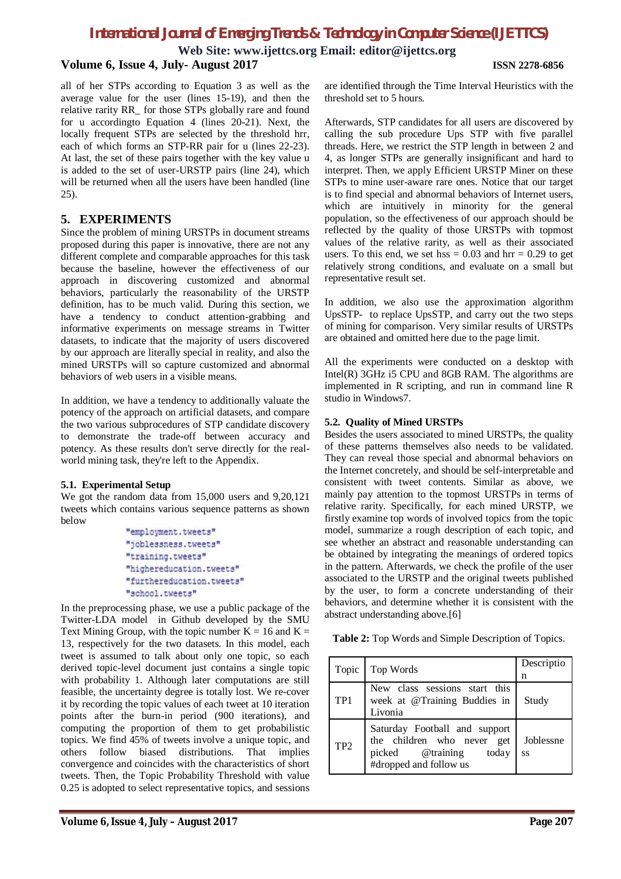all of her STPs according to Equation 3 as well as the average value for the user (lines 15-19), and then the relative rarity RR_ for those STPs globally rare and found for u accordingto Equation 4 (lines 20-21). Next, the locally frequent STPs are selected by the threshold hrr, each of which forms an STP-RR pair for u (lines 22-23). At last, the set of these pairs together with the key value u is added to the set of user-URSTP pairs (line 24), which will be returned when all the users have been handled (line 25).

## 5. EXPERIMENTS

Since the problem of mining URSTPs in document streams proposed during this paper is innovative, there are not any different complete and comparable approaches for this task because the baseline, however the effectiveness of our approach in discovering customized and abnormal behaviors, particularly the reasonability of the URSTP definition, has to be much valid. During this section, we have a tendency to conduct attention-grabbing and informative experiments on message streams in Twitter datasets, to indicate that the majority of users discovered by our approach are literally special in reality, and also the mined URSTPs will so capture customized and abnormal behaviors of web users in a visible means.

In addition, we have a tendency to additionally valuate the potency of the approach on artificial datasets, and compare the two various subprocedures of STP candidate discovery to demonstrate the trade-off between accuracy and potency. As these results don't serve directly for the real-world mining task, they're left to the Appendix.

### 5.1. Experimental Setup

We got the random data from 15,000 users and 9,20,121 tweets which contains various sequence patterns as shown below

```
"employment.tweets"
"joblessness.tweets"
"training.tweets"
"highereducation.tweets"
"furthereducation.tweets"
"school.tweets"
```

In the preprocessing phase, we use a public package of the Twitter-LDA model in Github developed by the SMU Text Mining Group, with the topic number K = 16 and K = 13, respectively for the two datasets. In this model, each tweet is assumed to talk about only one topic, so each derived topic-level document just contains a single topic with probability 1. Although later computations are still feasible, the uncertainty degree is totally lost. We re-cover it by recording the topic values of each tweet at 10 iteration points after the burn-in period (900 iterations), and computing the proportion of them to get probabilistic topics. We find 45% of tweets involve a unique topic, and others follow biased distributions. That implies convergence and coincides with the characteristics of short tweets. Then, the Topic Probability Threshold with value 0.25 is adopted to select representative topics, and sessions are identified through the Time Interval Heuristics with the threshold set to 5 hours.

Afterwards, STP candidates for all users are discovered by calling the sub procedure Ups STP with five parallel threads. Here, we restrict the STP length in between 2 and 4, as longer STPs are generally insignificant and hard to interpret. Then, we apply Efficient URSTP Miner on these STPs to mine user-aware rare ones. Notice that our target is to find special and abnormal behaviors of Internet users, which are intuitively in minority for the general population, so the effectiveness of our approach should be reflected by the quality of those URSTPs with topmost values of the relative rarity, as well as their associated users. To this end, we set hss = 0.03 and hrr = 0.29 to get relatively strong conditions, and evaluate on a small but representative result set.

In addition, we also use the approximation algorithm UpsSTP- to replace UpsSTP, and carry out the two steps of mining for comparison. Very similar results of URSTPs are obtained and omitted here due to the page limit.

All the experiments were conducted on a desktop with Intel(R) 3GHz i5 CPU and 8GB RAM. The algorithms are implemented in R scripting, and run in command line R studio in Windows7.

### 5.2. Quality of Mined URSTPs

Besides the users associated to mined URSTPs, the quality of these patterns themselves also needs to be validated. They can reveal those special and abnormal behaviors on the Internet concretely, and should be self-interpretable and consistent with tweet contents. Similar as above, we mainly pay attention to the topmost URSTPs in terms of relative rarity. Specifically, for each mined URSTP, we firstly examine top words of involved topics from the topic model, summarize a rough description of each topic, and see whether an abstract and reasonable understanding can be obtained by integrating the meanings of ordered topics in the pattern. Afterwards, we check the profile of the user associated to the URSTP and the original tweets published by the user, to form a concrete understanding of their behaviors, and determine whether it is consistent with the abstract understanding above.[6]

**Table 2:** Top Words and Simple Description of Topics.

| Topic | Top Words | Description |
|---|---|---|
| TP1 | New class sessions start this week at @Training Buddies in Livonia | Study |
| TP2 | Saturday Football and support the children who never get picked @training today #dropped and follow us | Joblessness |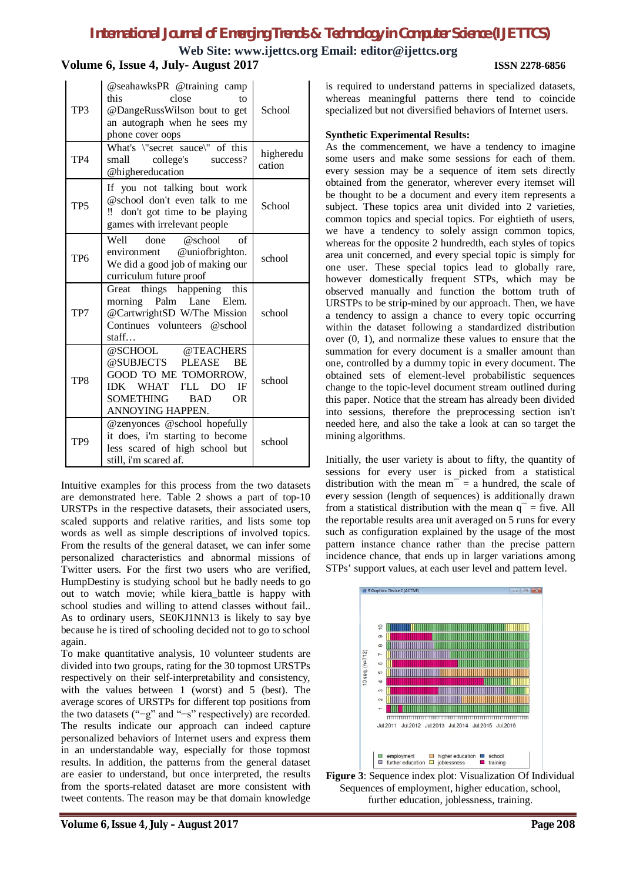| TP3 | @seahawksPR @training camp this close to @DangeRussWilson bout to get an autograph when he sees my phone cover oops | School |
|---|---|---|
| TP4 | What's \"secret sauce\" of this small college's success? @highereducation | higheredu cation |
| TP5 | If you not talking bout work @school don't even talk to me ‼ don't got time to be playing games with irrelevant people | School |
| TP6 | Well done @school of environment @uniofbrighton. We did a good job of making our curriculum future proof | school |
| TP7 | Great things happening this morning Palm Lane Elem. @CartwrightSD W/The Mission Continues volunteers @school staff… | school |
| TP8 | @SCHOOL @TEACHERS @SUBJECTS PLEASE BE GOOD TO ME TOMORROW, IDK WHAT I'LL DO IF SOMETHING BAD OR ANNOYING HAPPEN. | school |
| TP9 | @zenyonces @school hopefully it does, i'm starting to become less scared of high school but still, i'm scared af. | school |

Intuitive examples for this process from the two datasets are demonstrated here. Table 2 shows a part of top-10 URSTPs in the respective datasets, their associated users, scaled supports and relative rarities, and lists some top words as well as simple descriptions of involved topics. From the results of the general dataset, we can infer some personalized characteristics and abnormal missions of Twitter users. For the first two users who are verified, HumpDestiny is studying school but he badly needs to go out to watch movie; while kiera_battle is happy with school studies and willing to attend classes without fail.. As to ordinary users, SE0KJ1NN13 is likely to say bye because he is tired of schooling decided not to go to school again.

To make quantitative analysis, 10 volunteer students are divided into two groups, rating for the 30 topmost URSTPs respectively on their self-interpretability and consistency, with the values between 1 (worst) and 5 (best). The average scores of URSTPs for different top positions from the two datasets ("−g" and "−s" respectively) are recorded. The results indicate our approach can indeed capture personalized behaviors of Internet users and express them in an understandable way, especially for those topmost results. In addition, the patterns from the general dataset are easier to understand, but once interpreted, the results from the sports-related dataset are more consistent with tweet contents. The reason may be that domain knowledge is required to understand patterns in specialized datasets, whereas meaningful patterns there tend to coincide specialized but not diversified behaviors of Internet users.

**Synthetic Experimental Results:**

As the commencement, we have a tendency to imagine some users and make some sessions for each of them. every session may be a sequence of item sets directly obtained from the generator, wherever every itemset will be thought to be a document and every item represents a subject. These topics area unit divided into 2 varieties, common topics and special topics. For eightieth of users, we have a tendency to solely assign common topics, whereas for the opposite 2 hundredth, each styles of topics area unit concerned, and every special topic is simply for one user. These special topics lead to globally rare, however domestically frequent STPs, which may be observed manually and function the bottom truth of URSTPs to be strip-mined by our approach. Then, we have a tendency to assign a chance to every topic occurring within the dataset following a standardized distribution over (0, 1), and normalize these values to ensure that the summation for every document is a smaller amount than one, controlled by a dummy topic in every document. The obtained sets of element-level probabilistic sequences change to the topic-level document stream outlined during this paper. Notice that the stream has already been divided into sessions, therefore the preprocessing section isn't needed here, and also the take a look at can so target the mining algorithms.

Initially, the user variety is about to fifty, the quantity of sessions for every user is picked from a statistical distribution with the mean $\bar{m}$ = a hundred, the scale of every session (length of sequences) is additionally drawn from a statistical distribution with the mean $\bar{q}$ = five. All the reportable results area unit averaged on 5 runs for every such as configuration explained by the usage of the most pattern instance chance rather than the precise pattern incidence chance, that ends up in larger variations among STPs' support values, at each user level and pattern level.

**Figure 3**: Sequence index plot: Visualization Of Individual Sequences of employment, higher education, school, further education, joblessness, training.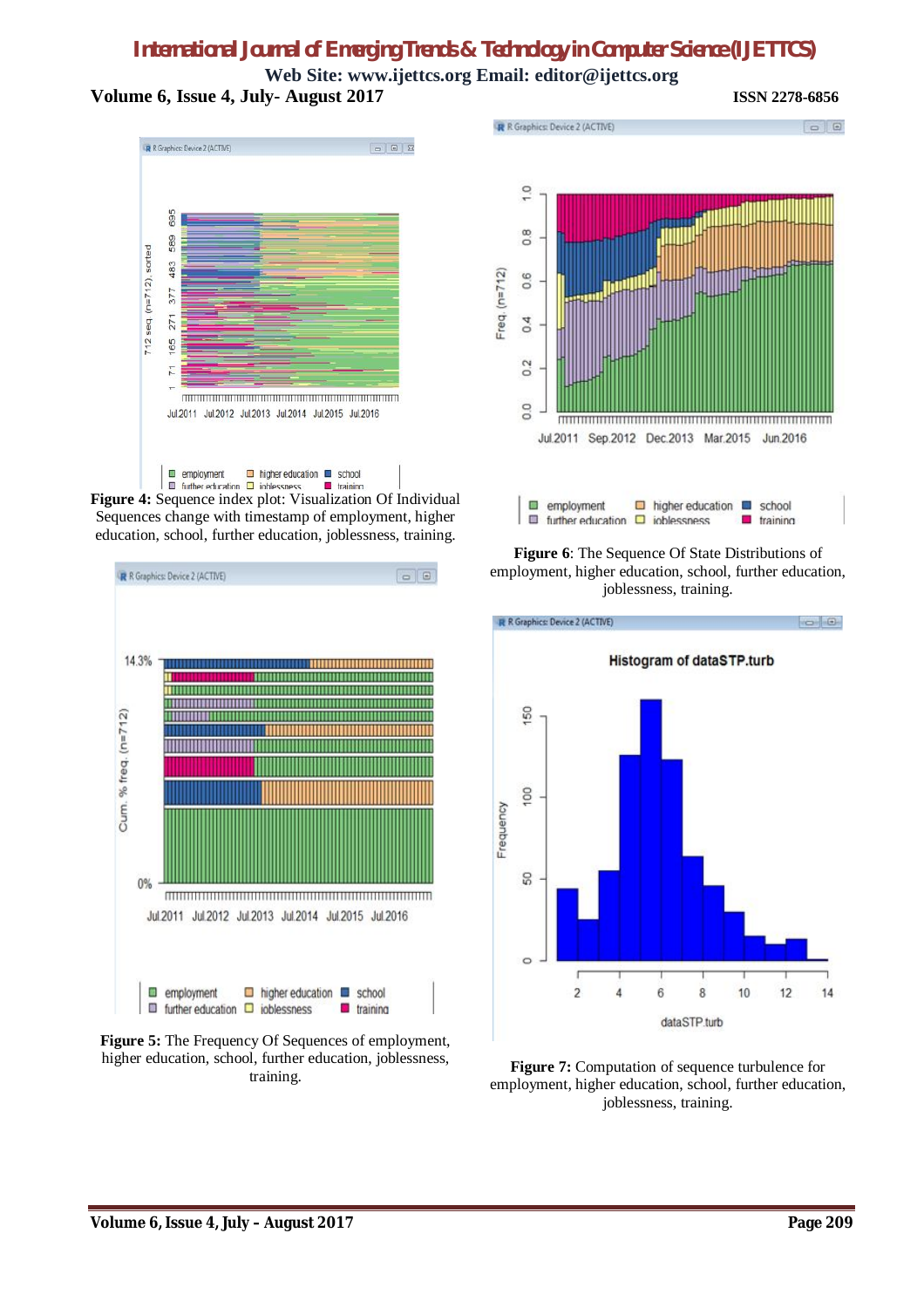**Figure 4:** Sequence index plot: Visualization Of Individual Sequences change with timestamp of employment, higher education, school, further education, joblessness, training.

**Figure 5:** The Frequency Of Sequences of employment, higher education, school, further education, joblessness, training.

**Figure 6**: The Sequence Of State Distributions of employment, higher education, school, further education, joblessness, training.

**Figure 7:** Computation of sequence turbulence for employment, higher education, school, further education, joblessness, training.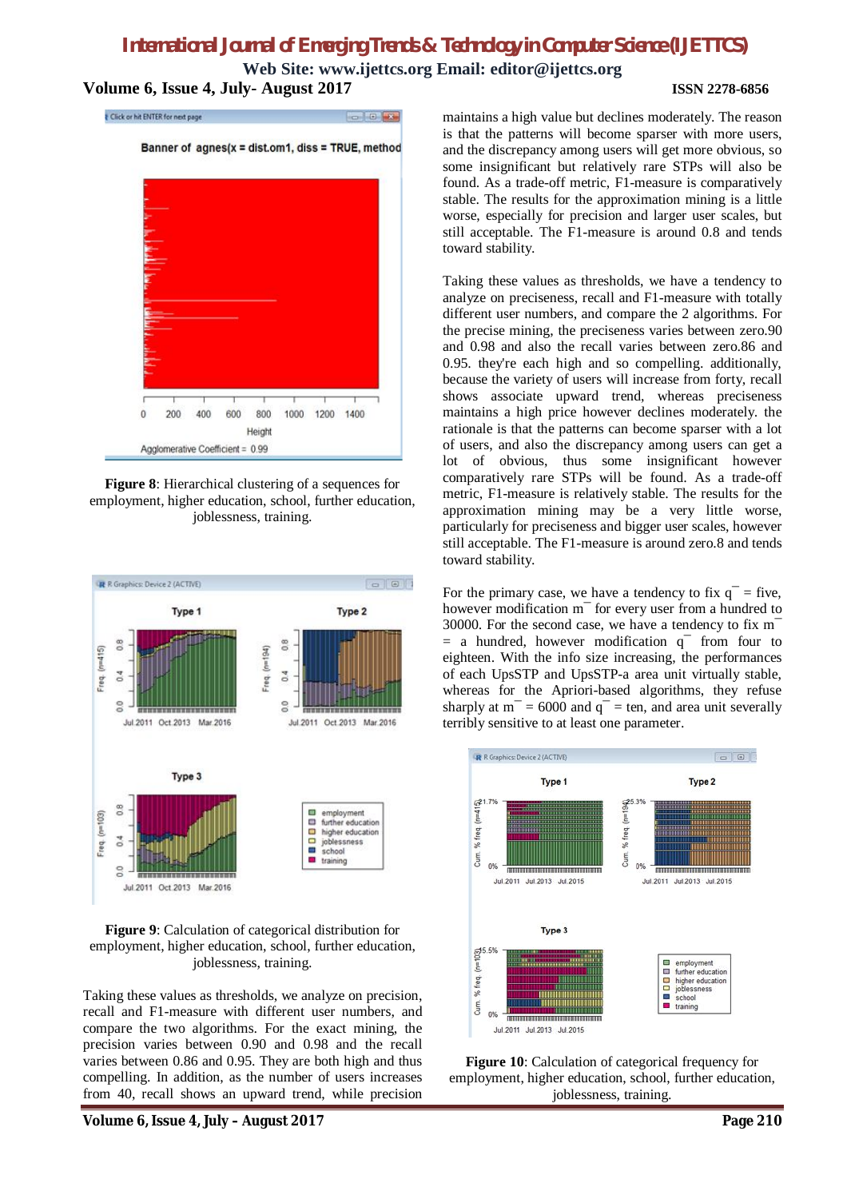**Figure 8**: Hierarchical clustering of a sequences for employment, higher education, school, further education, joblessness, training.

**Figure 9**: Calculation of categorical distribution for employment, higher education, school, further education, joblessness, training.

Taking these values as thresholds, we analyze on precision, recall and F1-measure with different user numbers, and compare the two algorithms. For the exact mining, the precision varies between 0.90 and 0.98 and the recall varies between 0.86 and 0.95. They are both high and thus compelling. In addition, as the number of users increases from 40, recall shows an upward trend, while precision maintains a high value but declines moderately. The reason is that the patterns will become sparser with more users, and the discrepancy among users will get more obvious, so some insignificant but relatively rare STPs will also be found. As a trade-off metric, F1-measure is comparatively stable. The results for the approximation mining is a little worse, especially for precision and larger user scales, but still acceptable. The F1-measure is around 0.8 and tends toward stability.

Taking these values as thresholds, we have a tendency to analyze on preciseness, recall and F1-measure with totally different user numbers, and compare the 2 algorithms. For the precise mining, the preciseness varies between zero.90 and 0.98 and also the recall varies between zero.86 and 0.95. they're each high and so compelling. additionally, because the variety of users will increase from forty, recall shows associate upward trend, whereas preciseness maintains a high price however declines moderately. the rationale is that the patterns can become sparser with a lot of users, and also the discrepancy among users can get a lot of obvious, thus some insignificant however comparatively rare STPs will be found. As a trade-off metric, F1-measure is relatively stable. The results for the approximation mining may be a very little worse, particularly for preciseness and bigger user scales, however still acceptable. The F1-measure is around zero.8 and tends toward stability.

For the primary case, we have a tendency to fix $q^{-}$ = five, however modification $m^{-}$ for every user from a hundred to 30000. For the second case, we have a tendency to fix $m^{-}$ = a hundred, however modification $q^{-}$ from four to eighteen. With the info size increasing, the performances of each UpsSTP and UpsSTP-a area unit virtually stable, whereas for the Apriori-based algorithms, they refuse sharply at $m^{-}$ = 6000 and $q^{-}$ = ten, and area unit severally terribly sensitive to at least one parameter.

**Figure 10**: Calculation of categorical frequency for employment, higher education, school, further education, joblessness, training.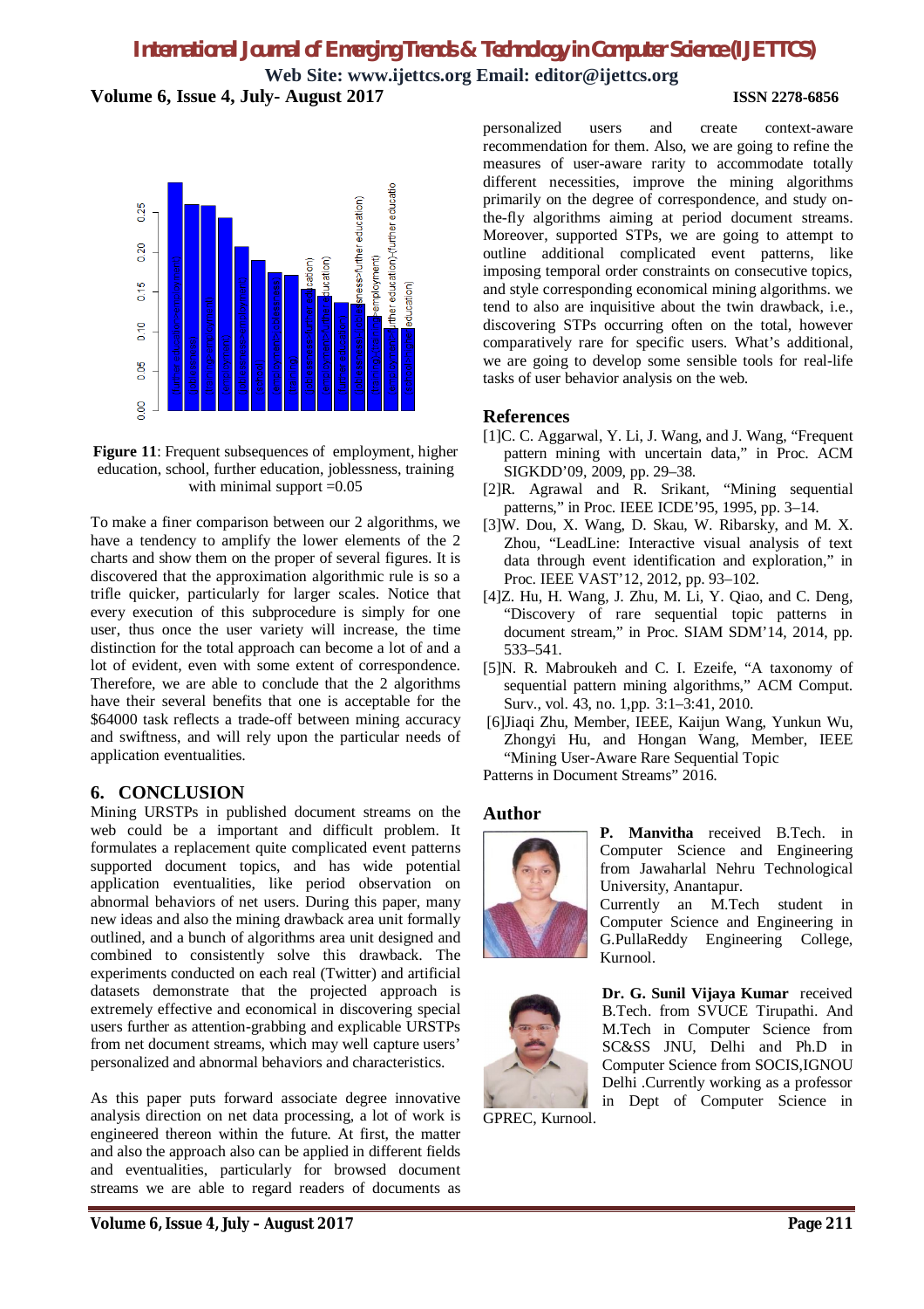0.00 0.05 0.10 0.15 0.20 0.25

**Figure 11**: Frequent subsequences of employment, higher education, school, further education, joblessness, training with minimal support =0.05

To make a finer comparison between our 2 algorithms, we have a tendency to amplify the lower elements of the 2 charts and show them on the proper of several figures. It is discovered that the approximation algorithmic rule is so a trifle quicker, particularly for larger scales. Notice that every execution of this subprocedure is simply for one user, thus once the user variety will increase, the time distinction for the total approach can become a lot of and a lot of evident, even with some extent of correspondence. Therefore, we are able to conclude that the 2 algorithms have their several benefits that one is acceptable for the $64000 task reflects a trade-off between mining accuracy and swiftness, and will rely upon the particular needs of application eventualities.

## 6. CONCLUSION

Mining URSTPs in published document streams on the web could be a important and difficult problem. It formulates a replacement quite complicated event patterns supported document topics, and has wide potential application eventualities, like period observation on abnormal behaviors of net users. During this paper, many new ideas and also the mining drawback area unit formally outlined, and a bunch of algorithms area unit designed and combined to consistently solve this drawback. The experiments conducted on each real (Twitter) and artificial datasets demonstrate that the projected approach is extremely effective and economical in discovering special users further as attention-grabbing and explicable URSTPs from net document streams, which may well capture users' personalized and abnormal behaviors and characteristics.

As this paper puts forward associate degree innovative analysis direction on net data processing, a lot of work is engineered thereon within the future. At first, the matter and also the approach also can be applied in different fields and eventualities, particularly for browsed document streams we are able to regard readers of documents as personalized users and create context-aware recommendation for them. Also, we are going to refine the measures of user-aware rarity to accommodate totally different necessities, improve the mining algorithms primarily on the degree of correspondence, and study on-the-fly algorithms aiming at period document streams. Moreover, supported STPs, we are going to attempt to outline additional complicated event patterns, like imposing temporal order constraints on consecutive topics, and style corresponding economical mining algorithms. we tend to also are inquisitive about the twin drawback, i.e., discovering STPs occurring often on the total, however comparatively rare for specific users. What's additional, we are going to develop some sensible tools for real-life tasks of user behavior analysis on the web.

## References

[1]C. C. Aggarwal, Y. Li, J. Wang, and J. Wang, "Frequent pattern mining with uncertain data," in Proc. ACM SIGKDD'09, 2009, pp. 29–38.

[2]R. Agrawal and R. Srikant, "Mining sequential patterns," in Proc. IEEE ICDE'95, 1995, pp. 3–14.

[3]W. Dou, X. Wang, D. Skau, W. Ribarsky, and M. X. Zhou, "LeadLine: Interactive visual analysis of text data through event identification and exploration," in Proc. IEEE VAST'12, 2012, pp. 93–102.

[4]Z. Hu, H. Wang, J. Zhu, M. Li, Y. Qiao, and C. Deng, "Discovery of rare sequential topic patterns in document stream," in Proc. SIAM SDM'14, 2014, pp. 533–541.

[5]N. R. Mabroukeh and C. I. Ezeife, "A taxonomy of sequential pattern mining algorithms," ACM Comput. Surv., vol. 43, no. 1,pp. 3:1–3:41, 2010.

[6]Jiaqi Zhu, Member, IEEE, Kaijun Wang, Yunkun Wu, Zhongyi Hu, and Hongan Wang, Member, IEEE "Mining User-Aware Rare Sequential Topic Patterns in Document Streams" 2016.

## Author

**P. Manvitha** received B.Tech. in Computer Science and Engineering from Jawaharlal Nehru Technological University, Anantapur. Currently an M.Tech student in Computer Science and Engineering in G.PullaReddy Engineering College, Kurnool.

**Dr. G. Sunil Vijaya Kumar** received B.Tech. from SVUCE Tirupathi. And M.Tech in Computer Science from SC&SS JNU, Delhi and Ph.D in Computer Science from SOCIS,IGNOU Delhi .Currently working as a professor in Dept of Computer Science in GPREC, Kurnool.